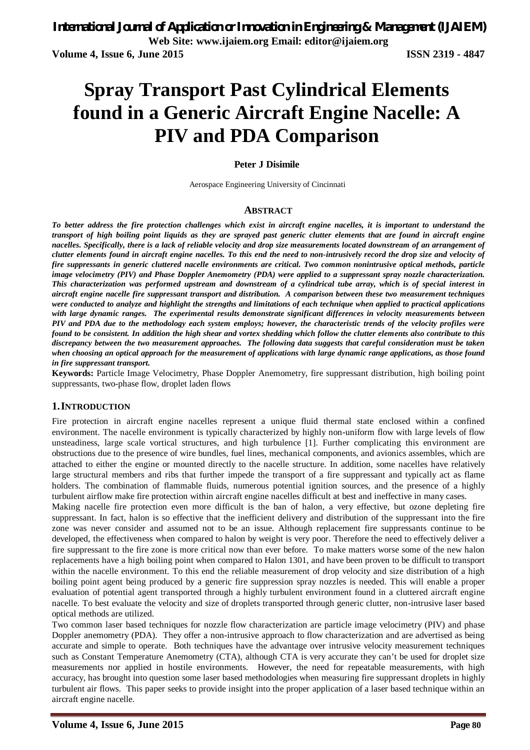# Spray Transport Past Cylindrical Elements found in a Generic Aircraft Engine Nacelle: A PIV and PDA Comparison

**Peter J Disimile**

Aerospace Engineering University of Cincinnati

## ABSTRACT

***To better address the fire protection challenges which exist in aircraft engine nacelles, it is important to understand the transport of high boiling point liquids as they are sprayed past generic clutter elements that are found in aircraft engine nacelles. Specifically, there is a lack of reliable velocity and drop size measurements located downstream of an arrangement of clutter elements found in aircraft engine nacelles. To this end the need to non-intrusively record the drop size and velocity of fire suppressants in generic cluttered nacelle environments are critical. Two common nonintrusive optical methods, particle image velocimetry (PIV) and Phase Doppler Anemometry (PDA) were applied to a suppressant spray nozzle characterization. This characterization was performed upstream and downstream of a cylindrical tube array, which is of special interest in aircraft engine nacelle fire suppressant transport and distribution. A comparison between these two measurement techniques were conducted to analyze and highlight the strengths and limitations of each technique when applied to practical applications with large dynamic ranges. The experimental results demonstrate significant differences in velocity measurements between PIV and PDA due to the methodology each system employs; however, the characteristic trends of the velocity profiles were found to be consistent. In addition the high shear and vortex shedding which follow the clutter elements also contribute to this discrepancy between the two measurement approaches. The following data suggests that careful consideration must be taken when choosing an optical approach for the measurement of applications with large dynamic range applications, as those found in fire suppressant transport.***

**Keywords:** Particle Image Velocimetry, Phase Doppler Anemometry, fire suppressant distribution, high boiling point suppressants, two-phase flow, droplet laden flows

## 1. INTRODUCTION

Fire protection in aircraft engine nacelles represent a unique fluid thermal state enclosed within a confined environment. The nacelle environment is typically characterized by highly non-uniform flow with large levels of flow unsteadiness, large scale vortical structures, and high turbulence [1]. Further complicating this environment are obstructions due to the presence of wire bundles, fuel lines, mechanical components, and avionics assembles, which are attached to either the engine or mounted directly to the nacelle structure. In addition, some nacelles have relatively large structural members and ribs that further impede the transport of a fire suppressant and typically act as flame holders. The combination of flammable fluids, numerous potential ignition sources, and the presence of a highly turbulent airflow make fire protection within aircraft engine nacelles difficult at best and ineffective in many cases.

Making nacelle fire protection even more difficult is the ban of halon, a very effective, but ozone depleting fire suppressant. In fact, halon is so effective that the inefficient delivery and distribution of the suppressant into the fire zone was never consider and assumed not to be an issue. Although replacement fire suppressants continue to be developed, the effectiveness when compared to halon by weight is very poor. Therefore the need to effectively deliver a fire suppressant to the fire zone is more critical now than ever before. To make matters worse some of the new halon replacements have a high boiling point when compared to Halon 1301, and have been proven to be difficult to transport within the nacelle environment. To this end the reliable measurement of drop velocity and size distribution of a high boiling point agent being produced by a generic fire suppression spray nozzles is needed. This will enable a proper evaluation of potential agent transported through a highly turbulent environment found in a cluttered aircraft engine nacelle. To best evaluate the velocity and size of droplets transported through generic clutter, non-intrusive laser based optical methods are utilized.

Two common laser based techniques for nozzle flow characterization are particle image velocimetry (PIV) and phase Doppler anemometry (PDA). They offer a non-intrusive approach to flow characterization and are advertised as being accurate and simple to operate. Both techniques have the advantage over intrusive velocity measurement techniques such as Constant Temperature Anemometry (CTA), although CTA is very accurate they can't be used for droplet size measurements nor applied in hostile environments. However, the need for repeatable measurements, with high accuracy, has brought into question some laser based methodologies when measuring fire suppressant droplets in highly turbulent air flows. This paper seeks to provide insight into the proper application of a laser based technique within an aircraft engine nacelle.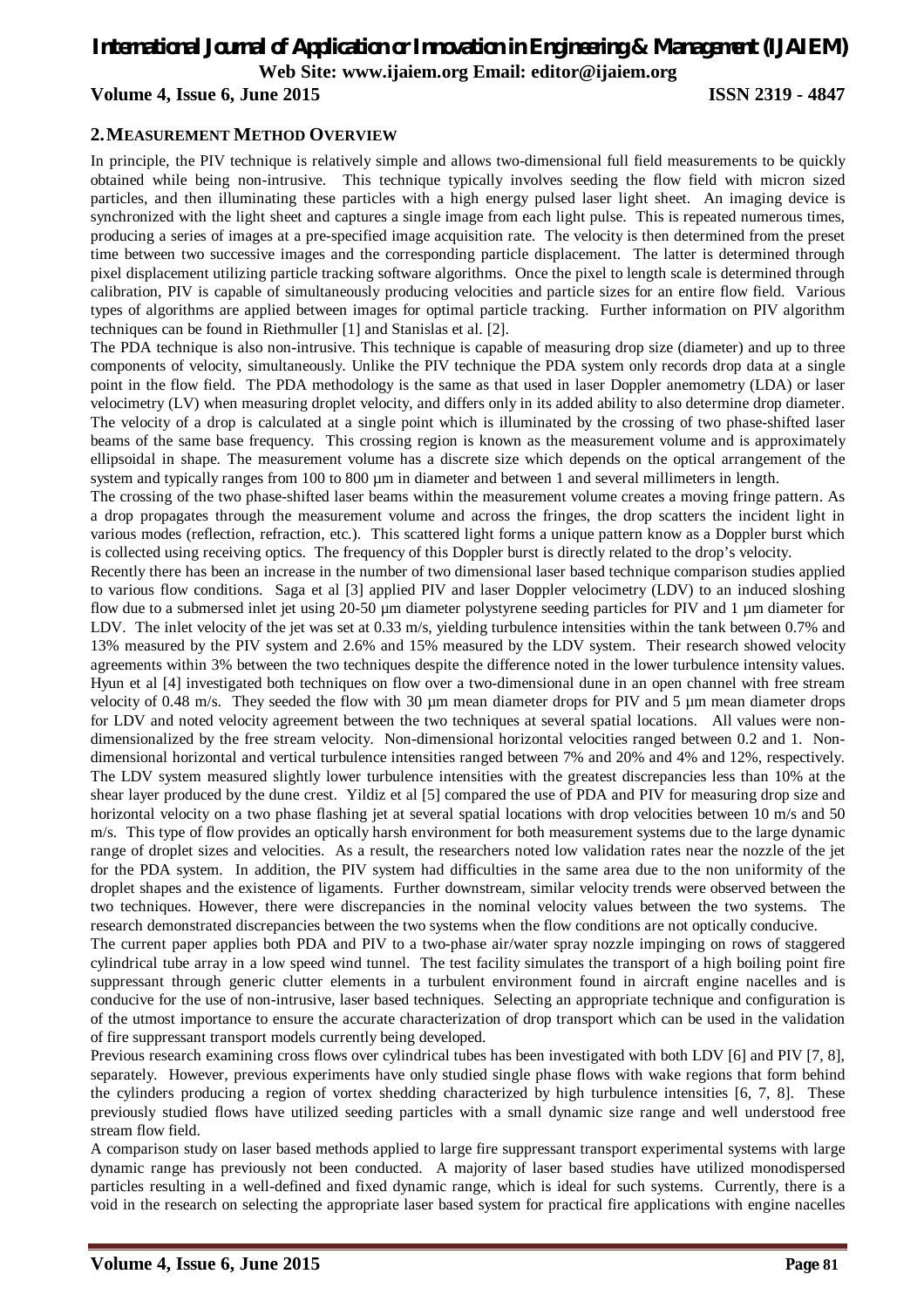## 2. MEASUREMENT METHOD OVERVIEW

In principle, the PIV technique is relatively simple and allows two-dimensional full field measurements to be quickly obtained while being non-intrusive. This technique typically involves seeding the flow field with micron sized particles, and then illuminating these particles with a high energy pulsed laser light sheet. An imaging device is synchronized with the light sheet and captures a single image from each light pulse. This is repeated numerous times, producing a series of images at a pre-specified image acquisition rate. The velocity is then determined from the preset time between two successive images and the corresponding particle displacement. The latter is determined through pixel displacement utilizing particle tracking software algorithms. Once the pixel to length scale is determined through calibration, PIV is capable of simultaneously producing velocities and particle sizes for an entire flow field. Various types of algorithms are applied between images for optimal particle tracking. Further information on PIV algorithm techniques can be found in Riethmuller [1] and Stanislas et al. [2].

The PDA technique is also non-intrusive. This technique is capable of measuring drop size (diameter) and up to three components of velocity, simultaneously. Unlike the PIV technique the PDA system only records drop data at a single point in the flow field. The PDA methodology is the same as that used in laser Doppler anemometry (LDA) or laser velocimetry (LV) when measuring droplet velocity, and differs only in its added ability to also determine drop diameter. The velocity of a drop is calculated at a single point which is illuminated by the crossing of two phase-shifted laser beams of the same base frequency. This crossing region is known as the measurement volume and is approximately ellipsoidal in shape. The measurement volume has a discrete size which depends on the optical arrangement of the system and typically ranges from 100 to 800 μm in diameter and between 1 and several millimeters in length.

The crossing of the two phase-shifted laser beams within the measurement volume creates a moving fringe pattern. As a drop propagates through the measurement volume and across the fringes, the drop scatters the incident light in various modes (reflection, refraction, etc.). This scattered light forms a unique pattern know as a Doppler burst which is collected using receiving optics. The frequency of this Doppler burst is directly related to the drop's velocity.

Recently there has been an increase in the number of two dimensional laser based technique comparison studies applied to various flow conditions. Saga et al [3] applied PIV and laser Doppler velocimetry (LDV) to an induced sloshing flow due to a submersed inlet jet using 20-50 μm diameter polystyrene seeding particles for PIV and 1 μm diameter for LDV. The inlet velocity of the jet was set at 0.33 m/s, yielding turbulence intensities within the tank between 0.7% and 13% measured by the PIV system and 2.6% and 15% measured by the LDV system. Their research showed velocity agreements within 3% between the two techniques despite the difference noted in the lower turbulence intensity values. Hyun et al [4] investigated both techniques on flow over a two-dimensional dune in an open channel with free stream velocity of 0.48 m/s. They seeded the flow with 30 μm mean diameter drops for PIV and 5 μm mean diameter drops for LDV and noted velocity agreement between the two techniques at several spatial locations. All values were non-dimensionalized by the free stream velocity. Non-dimensional horizontal velocities ranged between 0.2 and 1. Non-dimensional horizontal and vertical turbulence intensities ranged between 7% and 20% and 4% and 12%, respectively. The LDV system measured slightly lower turbulence intensities with the greatest discrepancies less than 10% at the shear layer produced by the dune crest. Yildiz et al [5] compared the use of PDA and PIV for measuring drop size and horizontal velocity on a two phase flashing jet at several spatial locations with drop velocities between 10 m/s and 50 m/s. This type of flow provides an optically harsh environment for both measurement systems due to the large dynamic range of droplet sizes and velocities. As a result, the researchers noted low validation rates near the nozzle of the jet for the PDA system. In addition, the PIV system had difficulties in the same area due to the non uniformity of the droplet shapes and the existence of ligaments. Further downstream, similar velocity trends were observed between the two techniques. However, there were discrepancies in the nominal velocity values between the two systems. The research demonstrated discrepancies between the two systems when the flow conditions are not optically conducive.

The current paper applies both PDA and PIV to a two-phase air/water spray nozzle impinging on rows of staggered cylindrical tube array in a low speed wind tunnel. The test facility simulates the transport of a high boiling point fire suppressant through generic clutter elements in a turbulent environment found in aircraft engine nacelles and is conducive for the use of non-intrusive, laser based techniques. Selecting an appropriate technique and configuration is of the utmost importance to ensure the accurate characterization of drop transport which can be used in the validation of fire suppressant transport models currently being developed.

Previous research examining cross flows over cylindrical tubes has been investigated with both LDV [6] and PIV [7, 8], separately. However, previous experiments have only studied single phase flows with wake regions that form behind the cylinders producing a region of vortex shedding characterized by high turbulence intensities [6, 7, 8]. These previously studied flows have utilized seeding particles with a small dynamic size range and well understood free stream flow field.

A comparison study on laser based methods applied to large fire suppressant transport experimental systems with large dynamic range has previously not been conducted. A majority of laser based studies have utilized monodispersed particles resulting in a well-defined and fixed dynamic range, which is ideal for such systems. Currently, there is a void in the research on selecting the appropriate laser based system for practical fire applications with engine nacelles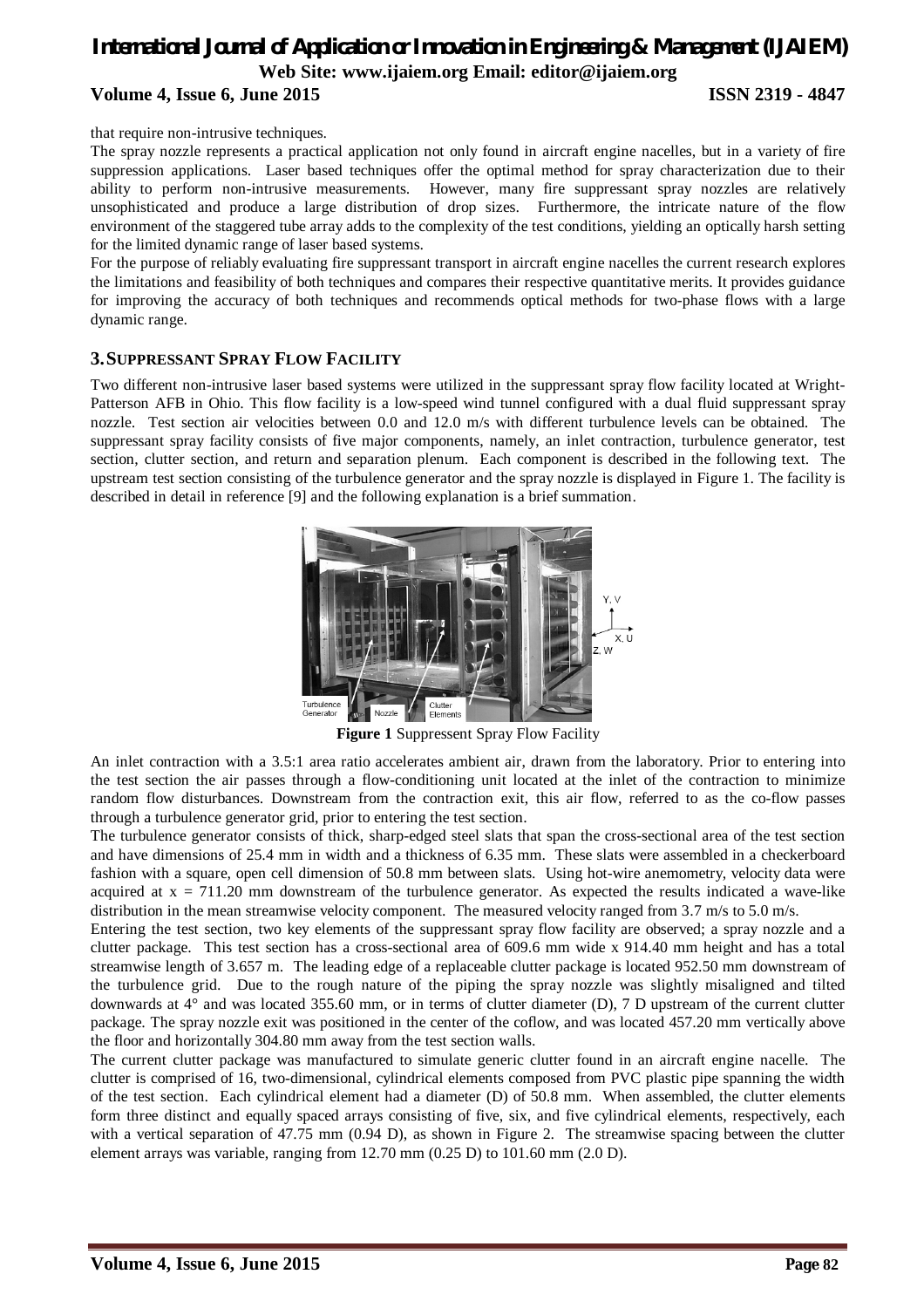that require non-intrusive techniques.

The spray nozzle represents a practical application not only found in aircraft engine nacelles, but in a variety of fire suppression applications. Laser based techniques offer the optimal method for spray characterization due to their ability to perform non-intrusive measurements. However, many fire suppressant spray nozzles are relatively unsophisticated and produce a large distribution of drop sizes. Furthermore, the intricate nature of the flow environment of the staggered tube array adds to the complexity of the test conditions, yielding an optically harsh setting for the limited dynamic range of laser based systems.

For the purpose of reliably evaluating fire suppressant transport in aircraft engine nacelles the current research explores the limitations and feasibility of both techniques and compares their respective quantitative merits. It provides guidance for improving the accuracy of both techniques and recommends optical methods for two-phase flows with a large dynamic range.

## 3. SUPPRESSANT SPRAY FLOW FACILITY

Two different non-intrusive laser based systems were utilized in the suppressant spray flow facility located at Wright-Patterson AFB in Ohio. This flow facility is a low-speed wind tunnel configured with a dual fluid suppressant spray nozzle. Test section air velocities between 0.0 and 12.0 m/s with different turbulence levels can be obtained. The suppressant spray facility consists of five major components, namely, an inlet contraction, turbulence generator, test section, clutter section, and return and separation plenum. Each component is described in the following text. The upstream test section consisting of the turbulence generator and the spray nozzle is displayed in Figure 1. The facility is described in detail in reference [9] and the following explanation is a brief summation.

**Figure 1** Suppressent Spray Flow Facility

An inlet contraction with a 3.5:1 area ratio accelerates ambient air, drawn from the laboratory. Prior to entering into the test section the air passes through a flow-conditioning unit located at the inlet of the contraction to minimize random flow disturbances. Downstream from the contraction exit, this air flow, referred to as the co-flow passes through a turbulence generator grid, prior to entering the test section.

The turbulence generator consists of thick, sharp-edged steel slats that span the cross-sectional area of the test section and have dimensions of 25.4 mm in width and a thickness of 6.35 mm. These slats were assembled in a checkerboard fashion with a square, open cell dimension of 50.8 mm between slats. Using hot-wire anemometry, velocity data were acquired at $x = 711.20$ mm downstream of the turbulence generator. As expected the results indicated a wave-like distribution in the mean streamwise velocity component. The measured velocity ranged from 3.7 m/s to 5.0 m/s.

Entering the test section, two key elements of the suppressant spray flow facility are observed; a spray nozzle and a clutter package. This test section has a cross-sectional area of 609.6 mm wide x 914.40 mm height and has a total streamwise length of 3.657 m. The leading edge of a replaceable clutter package is located 952.50 mm downstream of the turbulence grid. Due to the rough nature of the piping the spray nozzle was slightly misaligned and tilted downwards at 4° and was located 355.60 mm, or in terms of clutter diameter (D), 7 D upstream of the current clutter package. The spray nozzle exit was positioned in the center of the coflow, and was located 457.20 mm vertically above the floor and horizontally 304.80 mm away from the test section walls.

The current clutter package was manufactured to simulate generic clutter found in an aircraft engine nacelle. The clutter is comprised of 16, two-dimensional, cylindrical elements composed from PVC plastic pipe spanning the width of the test section. Each cylindrical element had a diameter (D) of 50.8 mm. When assembled, the clutter elements form three distinct and equally spaced arrays consisting of five, six, and five cylindrical elements, respectively, each with a vertical separation of 47.75 mm (0.94 D), as shown in Figure 2. The streamwise spacing between the clutter element arrays was variable, ranging from 12.70 mm (0.25 D) to 101.60 mm (2.0 D).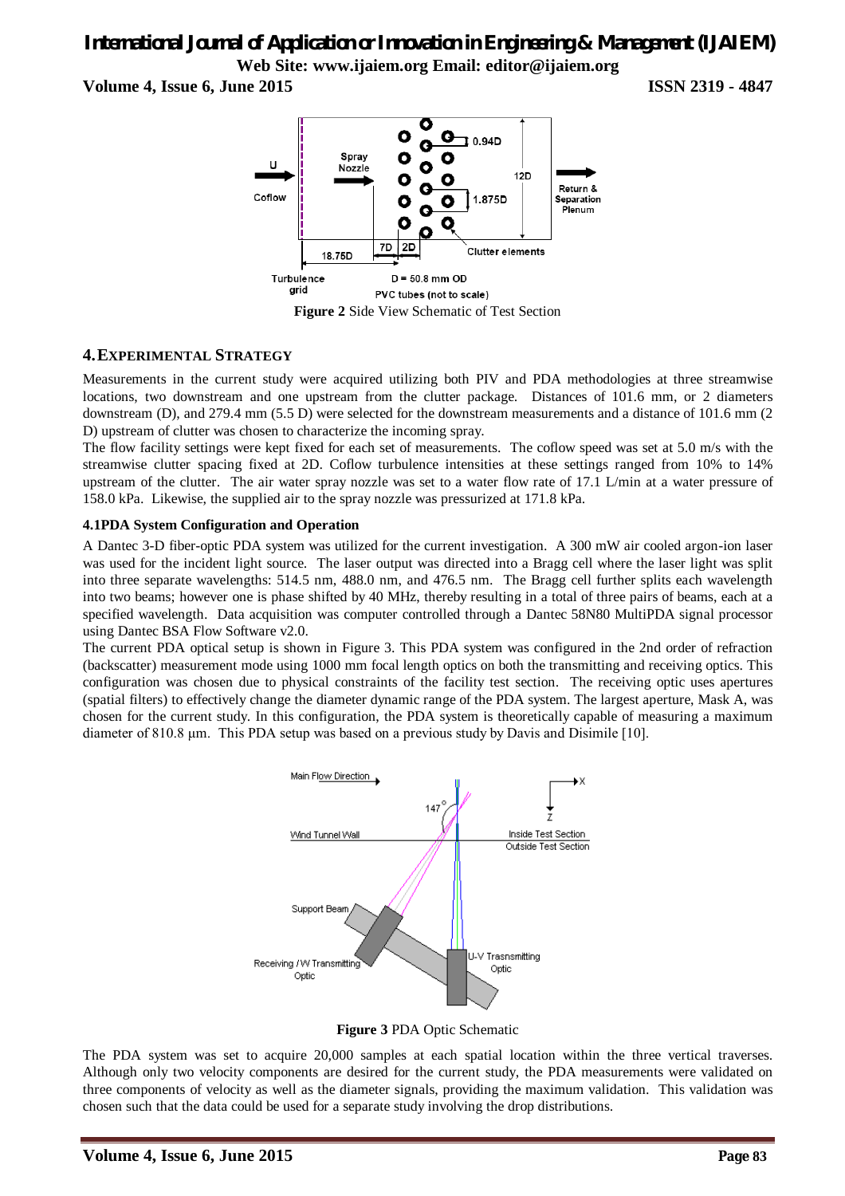**Figure 2** Side View Schematic of Test Section

## 4. EXPERIMENTAL STRATEGY

Measurements in the current study were acquired utilizing both PIV and PDA methodologies at three streamwise locations, two downstream and one upstream from the clutter package. Distances of 101.6 mm, or 2 diameters downstream (D), and 279.4 mm (5.5 D) were selected for the downstream measurements and a distance of 101.6 mm (2 D) upstream of clutter was chosen to characterize the incoming spray.

The flow facility settings were kept fixed for each set of measurements. The coflow speed was set at 5.0 m/s with the streamwise clutter spacing fixed at 2D. Coflow turbulence intensities at these settings ranged from 10% to 14% upstream of the clutter. The air water spray nozzle was set to a water flow rate of 17.1 L/min at a water pressure of 158.0 kPa. Likewise, the supplied air to the spray nozzle was pressurized at 171.8 kPa.

### 4.1 PDA System Configuration and Operation

A Dantec 3-D fiber-optic PDA system was utilized for the current investigation. A 300 mW air cooled argon-ion laser was used for the incident light source. The laser output was directed into a Bragg cell where the laser light was split into three separate wavelengths: 514.5 nm, 488.0 nm, and 476.5 nm. The Bragg cell further splits each wavelength into two beams; however one is phase shifted by 40 MHz, thereby resulting in a total of three pairs of beams, each at a specified wavelength. Data acquisition was computer controlled through a Dantec 58N80 MultiPDA signal processor using Dantec BSA Flow Software v2.0.

The current PDA optical setup is shown in Figure 3. This PDA system was configured in the 2nd order of refraction (backscatter) measurement mode using 1000 mm focal length optics on both the transmitting and receiving optics. This configuration was chosen due to physical constraints of the facility test section. The receiving optic uses apertures (spatial filters) to effectively change the diameter dynamic range of the PDA system. The largest aperture, Mask A, was chosen for the current study. In this configuration, the PDA system is theoretically capable of measuring a maximum diameter of 810.8 μm. This PDA setup was based on a previous study by Davis and Disimile [10].

**Figure 3** PDA Optic Schematic

The PDA system was set to acquire 20,000 samples at each spatial location within the three vertical traverses. Although only two velocity components are desired for the current study, the PDA measurements were validated on three components of velocity as well as the diameter signals, providing the maximum validation. This validation was chosen such that the data could be used for a separate study involving the drop distributions.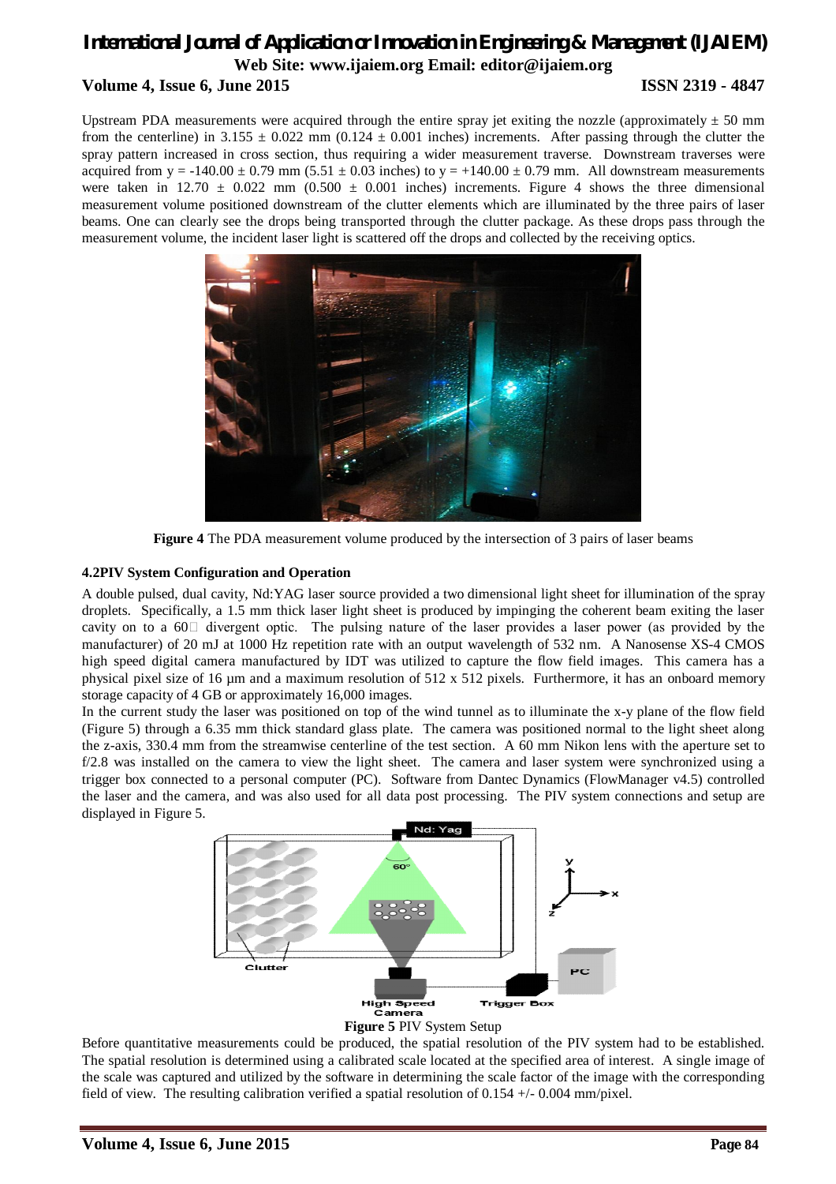Upstream PDA measurements were acquired through the entire spray jet exiting the nozzle (approximately ± 50 mm from the centerline) in 3.155 ± 0.022 mm (0.124 ± 0.001 inches) increments. After passing through the clutter the spray pattern increased in cross section, thus requiring a wider measurement traverse. Downstream traverses were acquired from y = -140.00 ± 0.79 mm (5.51 ± 0.03 inches) to y = +140.00 ± 0.79 mm. All downstream measurements were taken in 12.70 ± 0.022 mm (0.500 ± 0.001 inches) increments. Figure 4 shows the three dimensional measurement volume positioned downstream of the clutter elements which are illuminated by the three pairs of laser beams. One can clearly see the drops being transported through the clutter package. As these drops pass through the measurement volume, the incident laser light is scattered off the drops and collected by the receiving optics.

**Figure 4** The PDA measurement volume produced by the intersection of 3 pairs of laser beams

### 4.2PIV System Configuration and Operation

A double pulsed, dual cavity, Nd:YAG laser source provided a two dimensional light sheet for illumination of the spray droplets. Specifically, a 1.5 mm thick laser light sheet is produced by impinging the coherent beam exiting the laser cavity on to a 60° divergent optic. The pulsing nature of the laser provides a laser power (as provided by the manufacturer) of 20 mJ at 1000 Hz repetition rate with an output wavelength of 532 nm. A Nanosense XS-4 CMOS high speed digital camera manufactured by IDT was utilized to capture the flow field images. This camera has a physical pixel size of 16 µm and a maximum resolution of 512 x 512 pixels. Furthermore, it has an onboard memory storage capacity of 4 GB or approximately 16,000 images.

In the current study the laser was positioned on top of the wind tunnel as to illuminate the x-y plane of the flow field (Figure 5) through a 6.35 mm thick standard glass plate. The camera was positioned normal to the light sheet along the z-axis, 330.4 mm from the streamwise centerline of the test section. A 60 mm Nikon lens with the aperture set to f/2.8 was installed on the camera to view the light sheet. The camera and laser system were synchronized using a trigger box connected to a personal computer (PC). Software from Dantec Dynamics (FlowManager v4.5) controlled the laser and the camera, and was also used for all data post processing. The PIV system connections and setup are displayed in Figure 5.

**Figure 5** PIV System Setup

Before quantitative measurements could be produced, the spatial resolution of the PIV system had to be established. The spatial resolution is determined using a calibrated scale located at the specified area of interest. A single image of the scale was captured and utilized by the software in determining the scale factor of the image with the corresponding field of view. The resulting calibration verified a spatial resolution of 0.154 +/- 0.004 mm/pixel.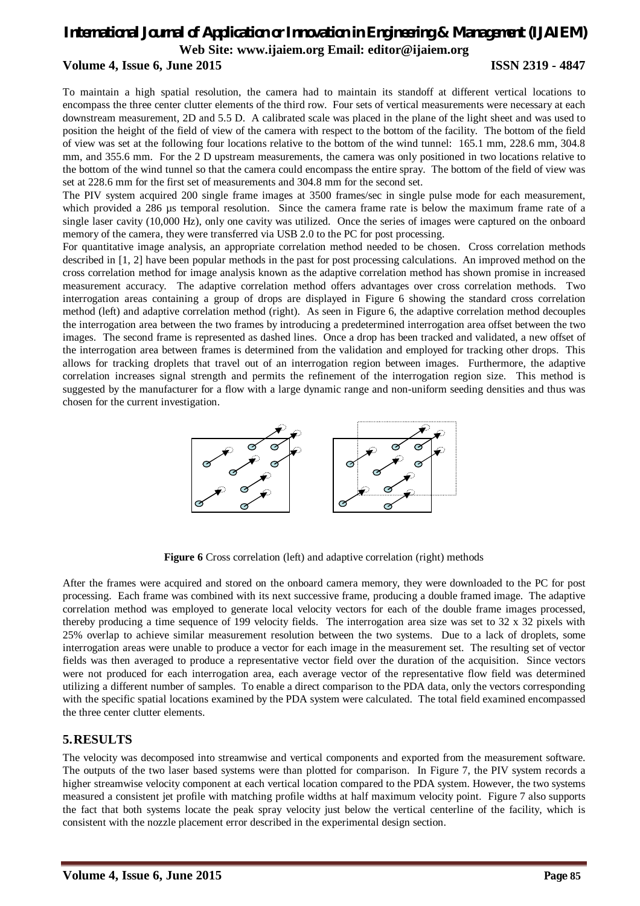To maintain a high spatial resolution, the camera had to maintain its standoff at different vertical locations to encompass the three center clutter elements of the third row. Four sets of vertical measurements were necessary at each downstream measurement, 2D and 5.5 D. A calibrated scale was placed in the plane of the light sheet and was used to position the height of the field of view of the camera with respect to the bottom of the facility. The bottom of the field of view was set at the following four locations relative to the bottom of the wind tunnel: 165.1 mm, 228.6 mm, 304.8 mm, and 355.6 mm. For the 2 D upstream measurements, the camera was only positioned in two locations relative to the bottom of the wind tunnel so that the camera could encompass the entire spray. The bottom of the field of view was set at 228.6 mm for the first set of measurements and 304.8 mm for the second set.

The PIV system acquired 200 single frame images at 3500 frames/sec in single pulse mode for each measurement, which provided a 286 μs temporal resolution. Since the camera frame rate is below the maximum frame rate of a single laser cavity (10,000 Hz), only one cavity was utilized. Once the series of images were captured on the onboard memory of the camera, they were transferred via USB 2.0 to the PC for post processing.

For quantitative image analysis, an appropriate correlation method needed to be chosen. Cross correlation methods described in [1, 2] have been popular methods in the past for post processing calculations. An improved method on the cross correlation method for image analysis known as the adaptive correlation method has shown promise in increased measurement accuracy. The adaptive correlation method offers advantages over cross correlation methods. Two interrogation areas containing a group of drops are displayed in Figure 6 showing the standard cross correlation method (left) and adaptive correlation method (right). As seen in Figure 6, the adaptive correlation method decouples the interrogation area between the two frames by introducing a predetermined interrogation area offset between the two images. The second frame is represented as dashed lines. Once a drop has been tracked and validated, a new offset of the interrogation area between frames is determined from the validation and employed for tracking other drops. This allows for tracking droplets that travel out of an interrogation region between images. Furthermore, the adaptive correlation increases signal strength and permits the refinement of the interrogation region size. This method is suggested by the manufacturer for a flow with a large dynamic range and non-uniform seeding densities and thus was chosen for the current investigation.

**Figure 6** Cross correlation (left) and adaptive correlation (right) methods

After the frames were acquired and stored on the onboard camera memory, they were downloaded to the PC for post processing. Each frame was combined with its next successive frame, producing a double framed image. The adaptive correlation method was employed to generate local velocity vectors for each of the double frame images processed, thereby producing a time sequence of 199 velocity fields. The interrogation area size was set to 32 x 32 pixels with 25% overlap to achieve similar measurement resolution between the two systems. Due to a lack of droplets, some interrogation areas were unable to produce a vector for each image in the measurement set. The resulting set of vector fields was then averaged to produce a representative vector field over the duration of the acquisition. Since vectors were not produced for each interrogation area, each average vector of the representative flow field was determined utilizing a different number of samples. To enable a direct comparison to the PDA data, only the vectors corresponding with the specific spatial locations examined by the PDA system were calculated. The total field examined encompassed the three center clutter elements.

## 5. RESULTS

The velocity was decomposed into streamwise and vertical components and exported from the measurement software. The outputs of the two laser based systems were than plotted for comparison. In Figure 7, the PIV system records a higher streamwise velocity component at each vertical location compared to the PDA system. However, the two systems measured a consistent jet profile with matching profile widths at half maximum velocity point. Figure 7 also supports the fact that both systems locate the peak spray velocity just below the vertical centerline of the facility, which is consistent with the nozzle placement error described in the experimental design section.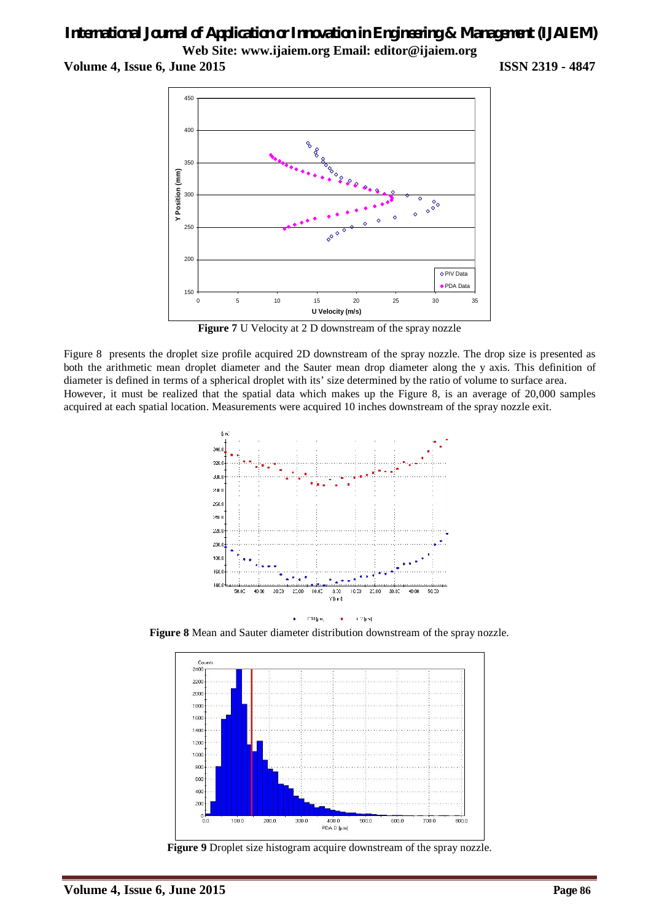**Figure 7** U Velocity at 2 D downstream of the spray nozzle

Figure 8 presents the droplet size profile acquired 2D downstream of the spray nozzle. The drop size is presented as both the arithmetic mean droplet diameter and the Sauter mean drop diameter along the y axis. This definition of diameter is defined in terms of a spherical droplet with its' size determined by the ratio of volume to surface area.
However, it must be realized that the spatial data which makes up the Figure 8, is an average of 20,000 samples acquired at each spatial location. Measurements were acquired 10 inches downstream of the spray nozzle exit.

**Figure 8** Mean and Sauter diameter distribution downstream of the spray nozzle.

**Figure 9** Droplet size histogram acquire downstream of the spray nozzle.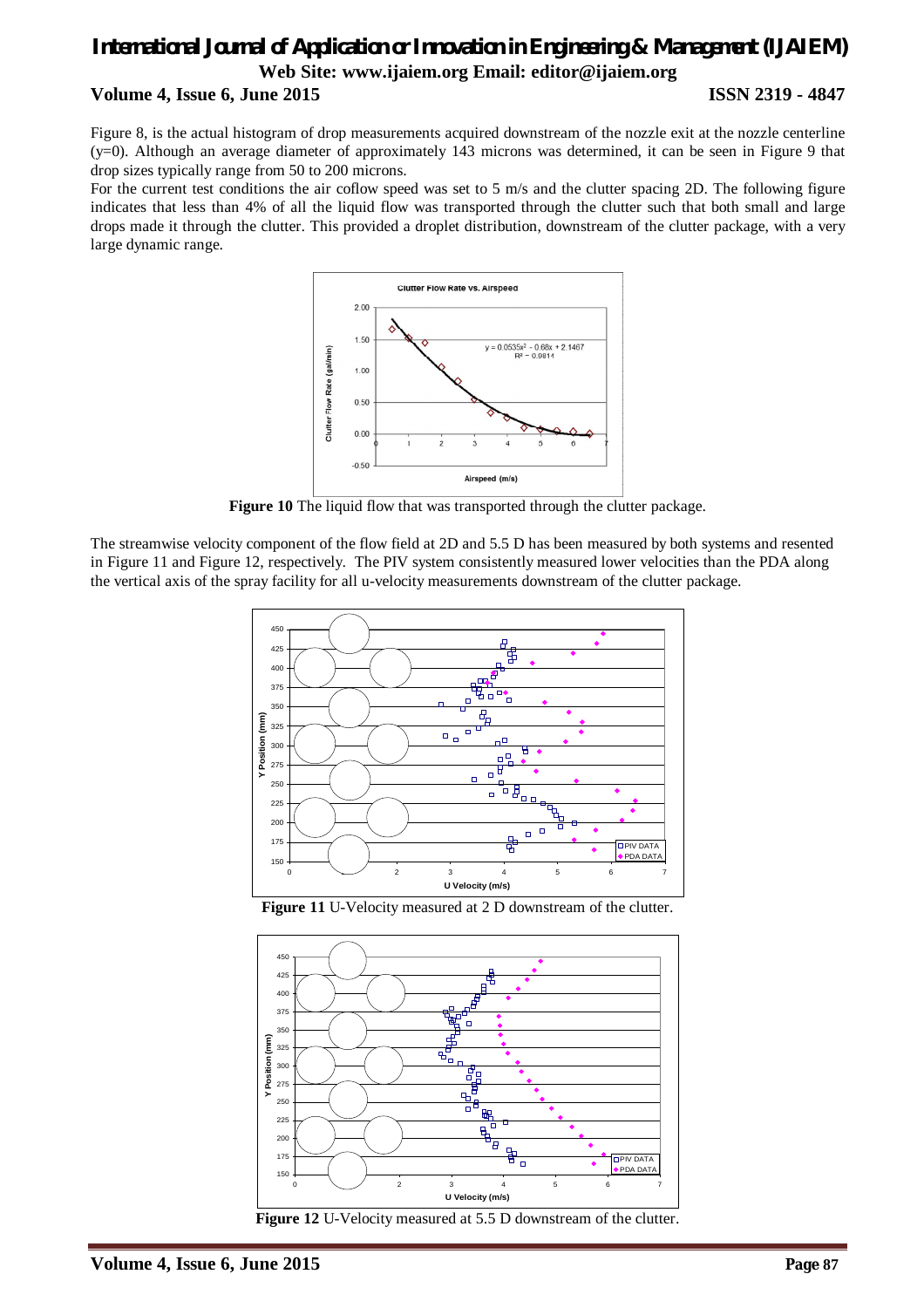Figure 8, is the actual histogram of drop measurements acquired downstream of the nozzle exit at the nozzle centerline (y=0). Although an average diameter of approximately 143 microns was determined, it can be seen in Figure 9 that drop sizes typically range from 50 to 200 microns.

For the current test conditions the air coflow speed was set to 5 m/s and the clutter spacing 2D. The following figure indicates that less than 4% of all the liquid flow was transported through the clutter such that both small and large drops made it through the clutter. This provided a droplet distribution, downstream of the clutter package, with a very large dynamic range.

**Figure 10** The liquid flow that was transported through the clutter package.

The streamwise velocity component of the flow field at 2D and 5.5 D has been measured by both systems and resented in Figure 11 and Figure 12, respectively. The PIV system consistently measured lower velocities than the PDA along the vertical axis of the spray facility for all u-velocity measurements downstream of the clutter package.

**Figure 11** U-Velocity measured at 2 D downstream of the clutter.

**Figure 12** U-Velocity measured at 5.5 D downstream of the clutter.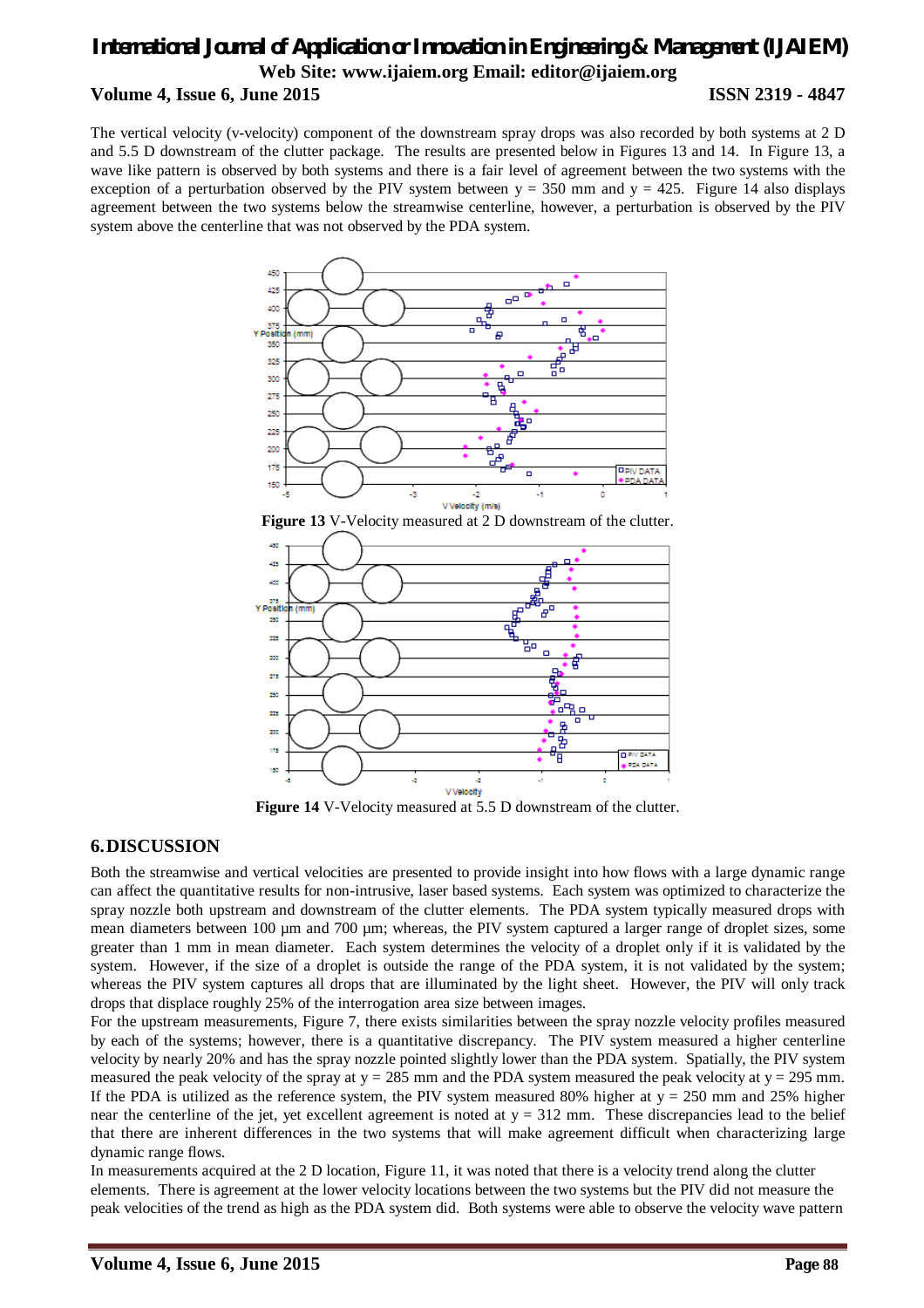The vertical velocity (v-velocity) component of the downstream spray drops was also recorded by both systems at 2 D and 5.5 D downstream of the clutter package. The results are presented below in Figures 13 and 14. In Figure 13, a wave like pattern is observed by both systems and there is a fair level of agreement between the two systems with the exception of a perturbation observed by the PIV system between y = 350 mm and y = 425. Figure 14 also displays agreement between the two systems below the streamwise centerline, however, a perturbation is observed by the PIV system above the centerline that was not observed by the PDA system.

**Figure 13** V-Velocity measured at 2 D downstream of the clutter.

**Figure 14** V-Velocity measured at 5.5 D downstream of the clutter.

## 6. DISCUSSION

Both the streamwise and vertical velocities are presented to provide insight into how flows with a large dynamic range can affect the quantitative results for non-intrusive, laser based systems. Each system was optimized to characterize the spray nozzle both upstream and downstream of the clutter elements. The PDA system typically measured drops with mean diameters between 100 µm and 700 µm; whereas, the PIV system captured a larger range of droplet sizes, some greater than 1 mm in mean diameter. Each system determines the velocity of a droplet only if it is validated by the system. However, if the size of a droplet is outside the range of the PDA system, it is not validated by the system; whereas the PIV system captures all drops that are illuminated by the light sheet. However, the PIV will only track drops that displace roughly 25% of the interrogation area size between images.

For the upstream measurements, Figure 7, there exists similarities between the spray nozzle velocity profiles measured by each of the systems; however, there is a quantitative discrepancy. The PIV system measured a higher centerline velocity by nearly 20% and has the spray nozzle pointed slightly lower than the PDA system. Spatially, the PIV system measured the peak velocity of the spray at y = 285 mm and the PDA system measured the peak velocity at y = 295 mm. If the PDA is utilized as the reference system, the PIV system measured 80% higher at y = 250 mm and 25% higher near the centerline of the jet, yet excellent agreement is noted at y = 312 mm. These discrepancies lead to the belief that there are inherent differences in the two systems that will make agreement difficult when characterizing large dynamic range flows.

In measurements acquired at the 2 D location, Figure 11, it was noted that there is a velocity trend along the clutter elements. There is agreement at the lower velocity locations between the two systems but the PIV did not measure the peak velocities of the trend as high as the PDA system did. Both systems were able to observe the velocity wave pattern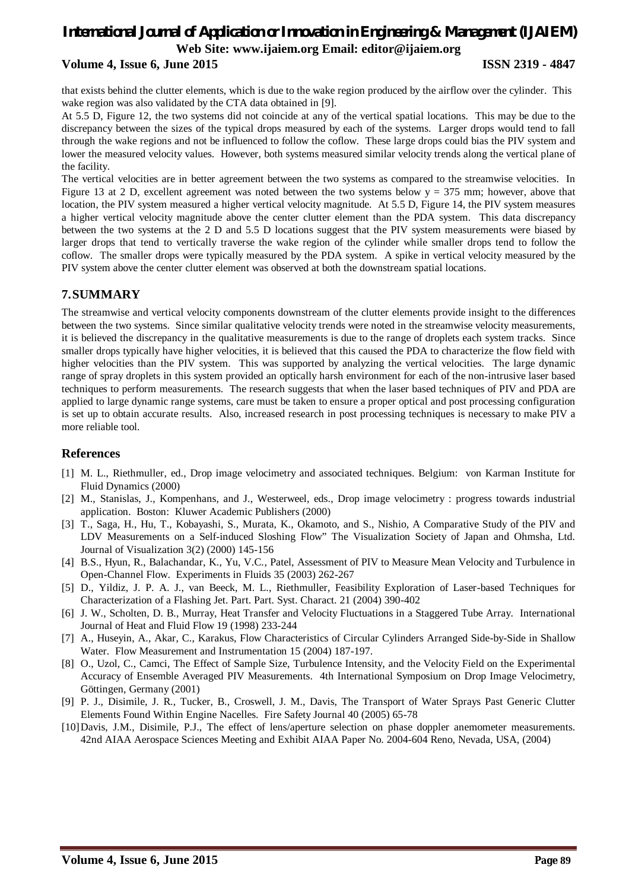that exists behind the clutter elements, which is due to the wake region produced by the airflow over the cylinder. This wake region was also validated by the CTA data obtained in [9].

At 5.5 D, Figure 12, the two systems did not coincide at any of the vertical spatial locations. This may be due to the discrepancy between the sizes of the typical drops measured by each of the systems. Larger drops would tend to fall through the wake regions and not be influenced to follow the coflow. These large drops could bias the PIV system and lower the measured velocity values. However, both systems measured similar velocity trends along the vertical plane of the facility.

The vertical velocities are in better agreement between the two systems as compared to the streamwise velocities. In Figure 13 at 2 D, excellent agreement was noted between the two systems below y = 375 mm; however, above that location, the PIV system measured a higher vertical velocity magnitude. At 5.5 D, Figure 14, the PIV system measures a higher vertical velocity magnitude above the center clutter element than the PDA system. This data discrepancy between the two systems at the 2 D and 5.5 D locations suggest that the PIV system measurements were biased by larger drops that tend to vertically traverse the wake region of the cylinder while smaller drops tend to follow the coflow. The smaller drops were typically measured by the PDA system. A spike in vertical velocity measured by the PIV system above the center clutter element was observed at both the downstream spatial locations.

## 7. SUMMARY

The streamwise and vertical velocity components downstream of the clutter elements provide insight to the differences between the two systems. Since similar qualitative velocity trends were noted in the streamwise velocity measurements, it is believed the discrepancy in the qualitative measurements is due to the range of droplets each system tracks. Since smaller drops typically have higher velocities, it is believed that this caused the PDA to characterize the flow field with higher velocities than the PIV system. This was supported by analyzing the vertical velocities. The large dynamic range of spray droplets in this system provided an optically harsh environment for each of the non-intrusive laser based techniques to perform measurements. The research suggests that when the laser based techniques of PIV and PDA are applied to large dynamic range systems, care must be taken to ensure a proper optical and post processing configuration is set up to obtain accurate results. Also, increased research in post processing techniques is necessary to make PIV a more reliable tool.

## References

[1] M. L., Riethmuller, ed., Drop image velocimetry and associated techniques. Belgium: von Karman Institute for Fluid Dynamics (2000)

[2] M., Stanislas, J., Kompenhans, and J., Westerweel, eds., Drop image velocimetry : progress towards industrial application. Boston: Kluwer Academic Publishers (2000)

[3] T., Saga, H., Hu, T., Kobayashi, S., Murata, K., Okamoto, and S., Nishio, A Comparative Study of the PIV and LDV Measurements on a Self-induced Sloshing Flow" The Visualization Society of Japan and Ohmsha, Ltd. Journal of Visualization 3(2) (2000) 145-156

[4] B.S., Hyun, R., Balachandar, K., Yu, V.C., Patel, Assessment of PIV to Measure Mean Velocity and Turbulence in Open-Channel Flow. Experiments in Fluids 35 (2003) 262-267

[5] D., Yildiz, J. P. A. J., van Beeck, M. L., Riethmuller, Feasibility Exploration of Laser-based Techniques for Characterization of a Flashing Jet. Part. Part. Syst. Charact. 21 (2004) 390-402

[6] J. W., Scholten, D. B., Murray, Heat Transfer and Velocity Fluctuations in a Staggered Tube Array. International Journal of Heat and Fluid Flow 19 (1998) 233-244

[7] A., Huseyin, A., Akar, C., Karakus, Flow Characteristics of Circular Cylinders Arranged Side-by-Side in Shallow Water. Flow Measurement and Instrumentation 15 (2004) 187-197.

[8] O., Uzol, C., Camci, The Effect of Sample Size, Turbulence Intensity, and the Velocity Field on the Experimental Accuracy of Ensemble Averaged PIV Measurements. 4th International Symposium on Drop Image Velocimetry, Göttingen, Germany (2001)

[9] P. J., Disimile, J. R., Tucker, B., Croswell, J. M., Davis, The Transport of Water Sprays Past Generic Clutter Elements Found Within Engine Nacelles. Fire Safety Journal 40 (2005) 65-78

[10] Davis, J.M., Disimile, P.J., The effect of lens/aperture selection on phase doppler anemometer measurements. 42nd AIAA Aerospace Sciences Meeting and Exhibit AIAA Paper No. 2004-604 Reno, Nevada, USA, (2004)